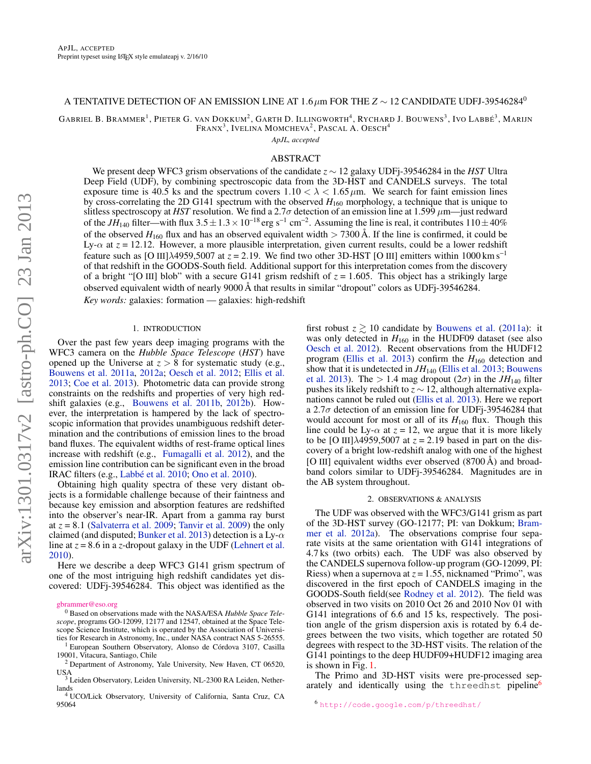# A TENTATIVE DETECTION OF AN EMISSION LINE AT 1.6 $\mu$m FOR THE $Z \sim 12$ CANDIDATE UDFJ-39546284[0]

GABRIEL B. BRAMMER[1], PIETER G. VAN DOKKUM[2], GARTH D. ILLINGWORTH[4], RYCHARD J. BOUWENS[3], IVO LABBÉ[3], MARIJN FRANX[3], IVELINA MOMCHEVA[2], PASCAL A. OESCH[4]

*ApJL, accepted*

## ABSTRACT

We present deep WFC3 grism observations of the candidate $z \sim 12$ galaxy UDFj-39546284 in the *HST* Ultra Deep Field (UDF), by combining spectroscopic data from the 3D-HST and CANDELS surveys. The total exposure time is 40.5 ks and the spectrum covers $1.10 < \lambda < 1.65\,\mu$m. We search for faint emission lines by cross-correlating the 2D G141 spectrum with the observed $H_{160}$ morphology, a technique that is unique to slitless spectroscopy at *HST* resolution. We find a 2.7$\sigma$ detection of an emission line at 1.599 $\mu$m—just redward of the $JH_{140}$ filter—with flux $3.5 \pm 1.3 \times 10^{-18}$ erg s$^{-1}$ cm$^{-2}$. Assuming the line is real, it contributes $110 \pm 40\%$ of the observed $H_{160}$ flux and has an observed equivalent width $> 7300$ Å. If the line is confirmed, it could be Ly-$\alpha$ at $z = 12.12$. However, a more plausible interpretation, given current results, could be a lower redshift feature such as [O III]$\lambda$4959,5007 at $z = 2.19$. We find two other 3D-HST [O III] emitters within 1000 km s$^{-1}$ of that redshift in the GOODS-South field. Additional support for this interpretation comes from the discovery of a bright "[O III] blob" with a secure G141 grism redshift of $z = 1.605$. This object has a strikingly large observed equivalent width of nearly 9000 Å that results in similar "dropout" colors as UDFj-39546284.

*Key words:* galaxies: formation — galaxies: high-redshift

## 1. INTRODUCTION

Over the past few years deep imaging programs with the WFC3 camera on the *Hubble Space Telescope* (*HST*) have opened up the Universe at $z > 8$ for systematic study (e.g., Bouwens et al. 2011a, 2012a; Oesch et al. 2012; Ellis et al. 2013; Coe et al. 2013). Photometric data can provide strong constraints on the redshifts and properties of very high redshift galaxies (e.g., Bouwens et al. 2011b, 2012b). However, the interpretation is hampered by the lack of spectroscopic information that provides unambiguous redshift determination and the contributions of emission lines to the broad band fluxes. The equivalent widths of rest-frame optical lines increase with redshift (e.g., Fumagalli et al. 2012), and the emission line contribution can be significant even in the broad IRAC filters (e.g., Labbé et al. 2010; Ono et al. 2010).

Obtaining high quality spectra of these very distant objects is a formidable challenge because of their faintness and because key emission and absorption features are redshifted into the observer's near-IR. Apart from a gamma ray burst at $z = 8.1$ (Salvaterra et al. 2009; Tanvir et al. 2009) the only claimed (and disputed; Bunker et al. 2013) detection is a Ly-$\alpha$ line at $z = 8.6$ in a $z$-dropout galaxy in the UDF (Lehnert et al. 2010).

Here we describe a deep WFC3 G141 grism spectrum of one of the most intriguing high redshift candidates yet discovered: UDFj-39546284. This object was identified as the first robust $z \gtrsim 10$ candidate by Bouwens et al. (2011a): it was only detected in $H_{160}$ in the HUDF09 dataset (see also Oesch et al. 2012). Recent observations from the HUDF12 program (Ellis et al. 2013) confirm the $H_{160}$ detection and show that it is undetected in $JH_{140}$ (Ellis et al. 2013; Bouwens et al. 2013). The $> 1.4$ mag dropout (2$\sigma$) in the $JH_{140}$ filter pushes its likely redshift to $z \sim 12$, although alternative explanations cannot be ruled out (Ellis et al. 2013). Here we report a 2.7$\sigma$ detection of an emission line for UDFj-39546284 that would account for most or all of its $H_{160}$ flux. Though this line could be Ly-$\alpha$ at $z = 12$, we argue that it is more likely to be [O III]$\lambda$4959,5007 at $z = 2.19$ based in part on the discovery of a bright low-redshift analog with one of the highest [O III] equivalent widths ever observed (8700 Å) and broadband colors similar to UDFj-39546284. Magnitudes are in the AB system throughout.

## 2. OBSERVATIONS & ANALYSIS

The UDF was observed with the WFC3/G141 grism as part of the 3D-HST survey (GO-12177; PI: van Dokkum; Brammer et al. 2012a). The observations comprise four separate visits at the same orientation with G141 integrations of 4.7 ks (two orbits) each. The UDF was also observed by the CANDELS supernova follow-up program (GO-12099, PI: Riess) when a supernova at $z = 1.55$, nicknamed "Primo", was discovered in the first epoch of CANDELS imaging in the GOODS-South field(see Rodney et al. 2012). The field was observed in two visits on 2010 Oct 26 and 2010 Nov 01 with G141 integrations of 6.6 and 15 ks, respectively. The position angle of the grism dispersion axis is rotated by 6.4 degrees between the two visits, which together are rotated 50 degrees with respect to the 3D-HST visits. The relation of the G141 pointings to the deep HUDF09+HUDF12 imaging area is shown in Fig. 1.

The Primo and 3D-HST visits were pre-processed separately and identically using the `threedhst` pipeline[6]

---

gbrammer@eso.org

[0] Based on observations made with the NASA/ESA *Hubble Space Telescope*, programs GO-12099, 12177 and 12547, obtained at the Space Telescope Science Institute, which is operated by the Association of Universities for Research in Astronomy, Inc., under NASA contract NAS 5-26555.

[1] European Southern Observatory, Alonso de Córdova 3107, Casilla 19001, Vitacura, Santiago, Chile

[2] Department of Astronomy, Yale University, New Haven, CT 06520, USA

[3] Leiden Observatory, Leiden University, NL-2300 RA Leiden, Netherlands

[4] UCO/Lick Observatory, University of California, Santa Cruz, CA 95064

[6] http://code.google.com/p/threedhst/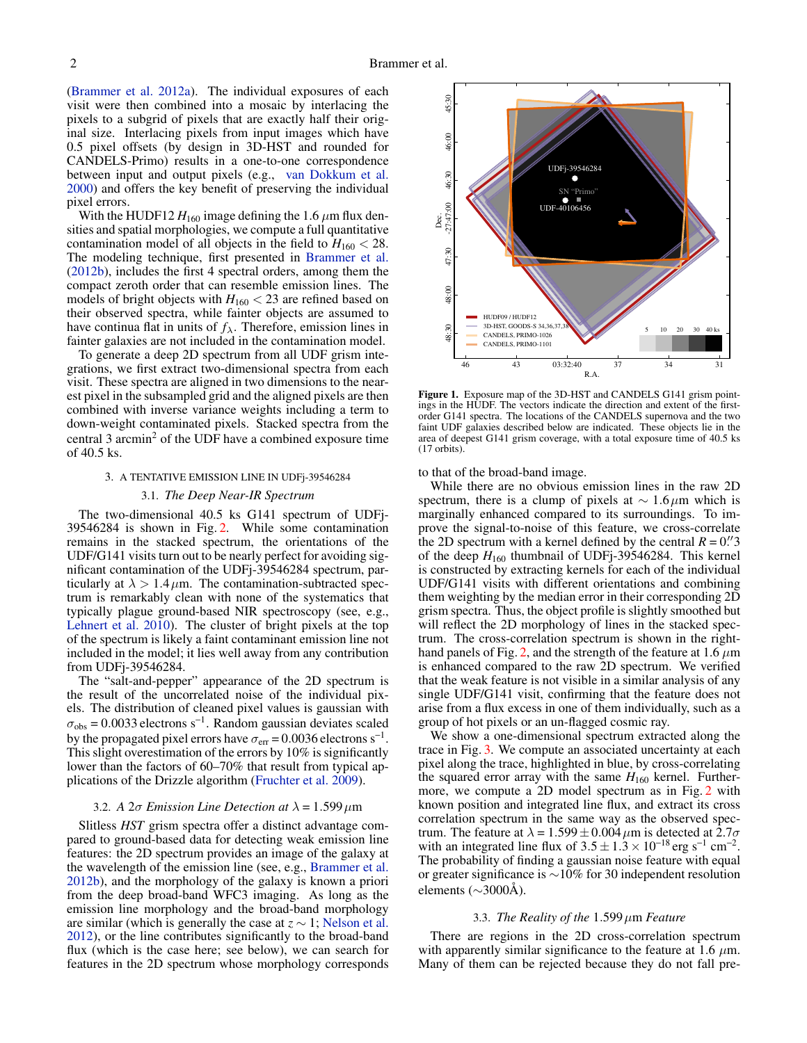(Brammer et al. 2012a). The individual exposures of each visit were then combined into a mosaic by interlacing the pixels to a subgrid of pixels that are exactly half their original size. Interlacing pixels from input images which have 0.5 pixel offsets (by design in 3D-HST and rounded for CANDELS-Primo) results in a one-to-one correspondence between input and output pixels (e.g., van Dokkum et al. 2000) and offers the key benefit of preserving the individual pixel errors.

With the HUDF12 $H_{160}$ image defining the 1.6 $\mu$m flux densities and spatial morphologies, we compute a full quantitative contamination model of all objects in the field to $H_{160} < 28$. The modeling technique, first presented in Brammer et al. (2012b), includes the first 4 spectral orders, among them the compact zeroth order that can resemble emission lines. The models of bright objects with $H_{160} < 23$ are refined based on their observed spectra, while fainter objects are assumed to have continua flat in units of $f_\lambda$. Therefore, emission lines in fainter galaxies are not included in the contamination model.

To generate a deep 2D spectrum from all UDF grism integrations, we first extract two-dimensional spectra from each visit. These spectra are aligned in two dimensions to the nearest pixel in the subsampled grid and the aligned pixels are then combined with inverse variance weights including a term to down-weight contaminated pixels. Stacked spectra from the central 3 arcmin$^2$ of the UDF have a combined exposure time of 40.5 ks.

Figure 1. Exposure map of the 3D-HST and CANDELS G141 grism pointings in the HUDF. The vectors indicate the direction and extent of the first-order G141 spectra. The locations of the CANDELS supernova and the two faint UDF galaxies described below are indicated. These objects lie in the area of deepest G141 grism coverage, with a total exposure time of 40.5 ks (17 orbits).

## 3. A TENTATIVE EMISSION LINE IN UDFj-39546284

### 3.1. *The Deep Near-IR Spectrum*

The two-dimensional 40.5 ks G141 spectrum of UDFj-39546284 is shown in Fig. 2. While some contamination remains in the stacked spectrum, the orientations of the UDF/G141 visits turn out to be nearly perfect for avoiding significant contamination of the UDFj-39546284 spectrum, particularly at $\lambda > 1.4\,\mu$m. The contamination-subtracted spectrum is remarkably clean with none of the systematics that typically plague ground-based NIR spectroscopy (see, e.g., Lehnert et al. 2010). The cluster of bright pixels at the top of the spectrum is likely a faint contaminant emission line not included in the model; it lies well away from any contribution from UDFj-39546284.

The "salt-and-pepper" appearance of the 2D spectrum is the result of the uncorrelated noise of the individual pixels. The distribution of cleaned pixel values is gaussian with $\sigma_{\rm obs} = 0.0033$ electrons s$^{-1}$. Random gaussian deviates scaled by the propagated pixel errors have $\sigma_{\rm err} = 0.0036$ electrons s$^{-1}$. This slight overestimation of the errors by 10% is significantly lower than the factors of 60–70% that result from typical applications of the Drizzle algorithm (Fruchter et al. 2009).

### 3.2. *A 2$\sigma$ Emission Line Detection at $\lambda = 1.599\,\mu$m*

Slitless *HST* grism spectra offer a distinct advantage compared to ground-based data for detecting weak emission line features: the 2D spectrum provides an image of the galaxy at the wavelength of the emission line (see, e.g., Brammer et al. 2012b), and the morphology of the galaxy is known a priori from the deep broad-band WFC3 imaging. As long as the emission line morphology and the broad-band morphology are similar (which is generally the case at $z \sim 1$; Nelson et al. 2012), or the line contributes significantly to the broad-band flux (which is the case here; see below), we can search for features in the 2D spectrum whose morphology corresponds to that of the broad-band image.

While there are no obvious emission lines in the raw 2D spectrum, there is a clump of pixels at $\sim 1.6\,\mu$m which is marginally enhanced compared to its surroundings. To improve the signal-to-noise of this feature, we cross-correlate the 2D spectrum with a kernel defined by the central $R = 0.''3$ of the deep $H_{160}$ thumbnail of UDFj-39546284. This kernel is constructed by extracting kernels for each of the individual UDF/G141 visits with different orientations and combining them weighting by the median error in their corresponding 2D grism spectra. Thus, the object profile is slightly smoothed but will reflect the 2D morphology of lines in the stacked spectrum. The cross-correlation spectrum is shown in the right-hand panels of Fig. 2, and the strength of the feature at 1.6 $\mu$m is enhanced compared to the raw 2D spectrum. We verified that the weak feature is not visible in a similar analysis of any single UDF/G141 visit, confirming that the feature does not arise from a flux excess in one of them individually, such as a group of hot pixels or an un-flagged cosmic ray.

We show a one-dimensional spectrum extracted along the trace in Fig. 3. We compute an associated uncertainty at each pixel along the trace, highlighted in blue, by cross-correlating the squared error array with the same $H_{160}$ kernel. Furthermore, we compute a 2D model spectrum as in Fig. 2 with known position and integrated line flux, and extract its cross correlation spectrum in the same way as the observed spectrum. The feature at $\lambda = 1.599 \pm 0.004\,\mu$m is detected at $2.7\sigma$ with an integrated line flux of $3.5 \pm 1.3 \times 10^{-18}$ erg s$^{-1}$ cm$^{-2}$. The probability of finding a gaussian noise feature with equal or greater significance is $\sim$10% for 30 independent resolution elements ($\sim$3000Å).

### 3.3. *The Reality of the 1.599 $\mu$m Feature*

There are regions in the 2D cross-correlation spectrum with apparently similar significance to the feature at 1.6 $\mu$m. Many of them can be rejected because they do not fall pre-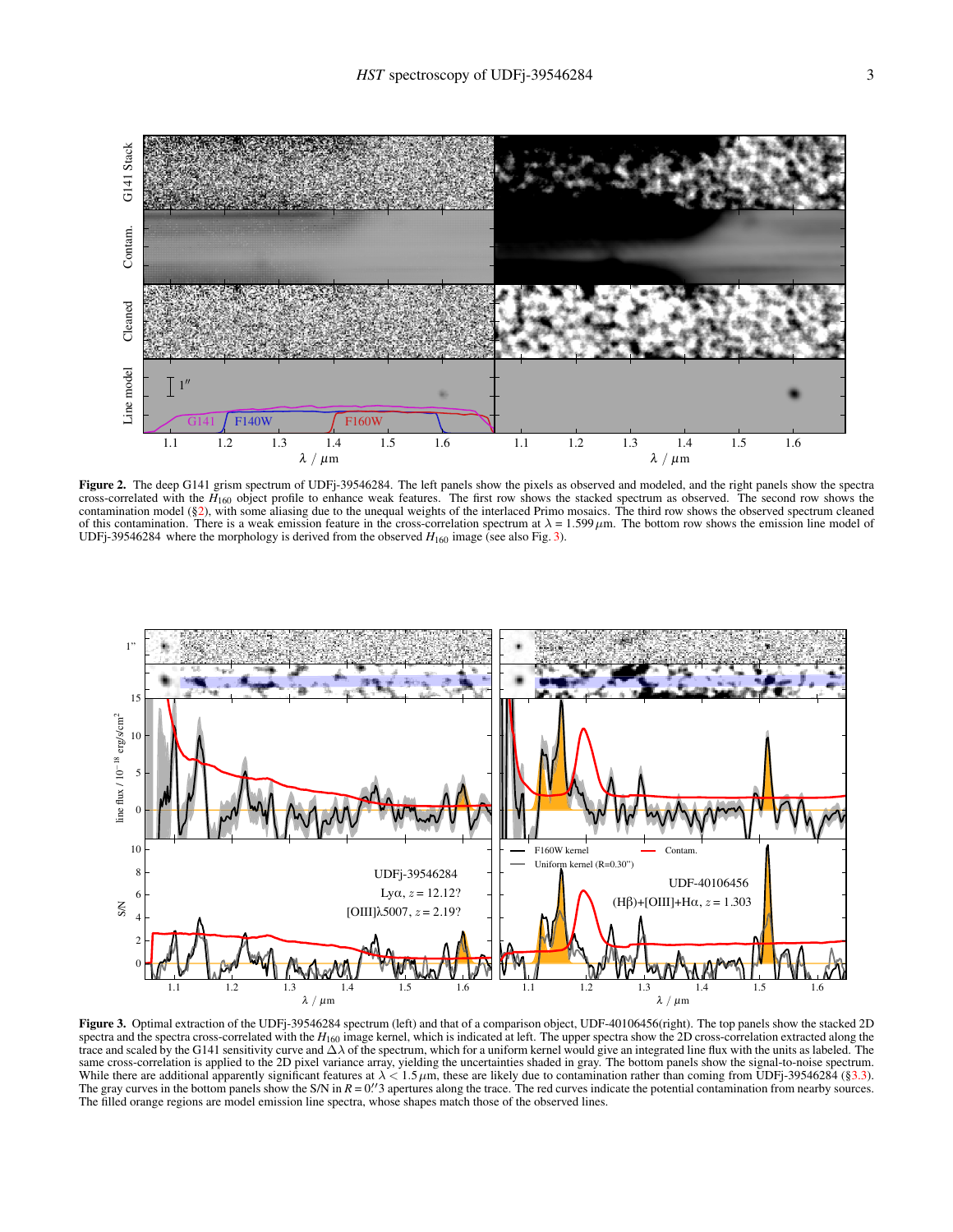**Figure 2.** The deep G141 grism spectrum of UDFj-39546284. The left panels show the pixels as observed and modeled, and the right panels show the spectra cross-correlated with the $H_{160}$ object profile to enhance weak features. The first row shows the stacked spectrum as observed. The second row shows the contamination model (§2), with some aliasing due to the unequal weights of the interlaced Primo mosaics. The third row shows the observed spectrum cleaned of this contamination. There is a weak emission feature in the cross-correlation spectrum at $\lambda = 1.599\,\mu$m. The bottom row shows the emission line model of UDFj-39546284 where the morphology is derived from the observed $H_{160}$ image (see also Fig. 3).

**Figure 3.** Optimal extraction of the UDFj-39546284 spectrum (left) and that of a comparison object, UDF-40106456(right). The top panels show the stacked 2D spectra and the spectra cross-correlated with the $H_{160}$ image kernel, which is indicated at left. The upper spectra show the 2D cross-correlation extracted along the trace and scaled by the G141 sensitivity curve and $\Delta\lambda$ of the spectrum, which for a uniform kernel would give an integrated line flux with the units as labeled. The same cross-correlation is applied to the 2D pixel variance array, yielding the uncertainties shaded in gray. The bottom panels show the signal-to-noise spectrum. While there are additional apparently significant features at $\lambda < 1.5\,\mu$m, these are likely due to contamination rather than coming from UDFj-39546284 (§3.3). The gray curves in the bottom panels show the S/N in $R = 0.''3$ apertures along the trace. The red curves indicate the potential contamination from nearby sources. The filled orange regions are model emission line spectra, whose shapes match those of the observed lines.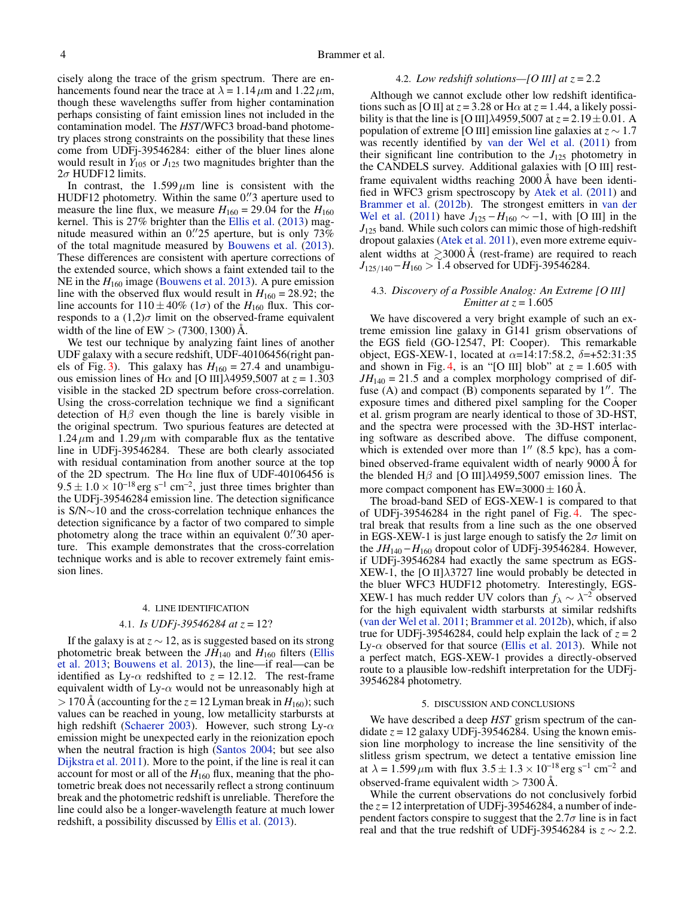cisely along the trace of the grism spectrum. There are enhancements found near the trace at $\lambda = 1.14\,\mu$m and $1.22\,\mu$m, though these wavelengths suffer from higher contamination perhaps consisting of faint emission lines not included in the contamination model. The *HST*/WFC3 broad-band photometry places strong constraints on the possibility that these lines come from UDFj-39546284: either of the bluer lines alone would result in $Y_{105}$ or $J_{125}$ two magnitudes brighter than the $2\sigma$ HUDF12 limits.

In contrast, the $1.599\,\mu$m line is consistent with the HUDF12 photometry. Within the same 0.″3 aperture used to measure the line flux, we measure $H_{160} = 29.04$ for the $H_{160}$ kernel. This is 27% brighter than the Ellis et al. (2013) magnitude measured within an 0.″25 aperture, but is only 73% of the total magnitude measured by Bouwens et al. (2013). These differences are consistent with aperture corrections of the extended source, which shows a faint extended tail to the NE in the $H_{160}$ image (Bouwens et al. 2013). A pure emission line with the observed flux would result in $H_{160} = 28.92$; the line accounts for $110 \pm 40\%$ ($1\sigma$) of the $H_{160}$ flux. This corresponds to a $(1,2)\sigma$ limit on the observed-frame equivalent width of the line of EW $> (7300, 1300)$ Å.

We test our technique by analyzing faint lines of another UDF galaxy with a secure redshift, UDF-40106456(right panels of Fig. 3). This galaxy has $H_{160} = 27.4$ and unambiguous emission lines of H$\alpha$ and [O III]$\lambda$4959,5007 at $z = 1.303$ visible in the stacked 2D spectrum before cross-correlation. Using the cross-correlation technique we find a significant detection of H$\beta$ even though the line is barely visible in the original spectrum. Two spurious features are detected at $1.24\,\mu$m and $1.29\,\mu$m with comparable flux as the tentative line in UDFj-39546284. These are both clearly associated with residual contamination from another source at the top of the 2D spectrum. The H$\alpha$ line flux of UDF-40106456 is $9.5 \pm 1.0 \times 10^{-18}$ erg s$^{-1}$ cm$^{-2}$, just three times brighter than the UDFj-39546284 emission line. The detection significance is S/N$\sim$10 and the cross-correlation technique enhances the detection significance by a factor of two compared to simple photometry along the trace within an equivalent 0.″30 aperture. This example demonstrates that the cross-correlation technique works and is able to recover extremely faint emission lines.

## 4. LINE IDENTIFICATION

### 4.1. *Is UDFj-39546284 at z = 12?*

If the galaxy is at $z \sim 12$, as is suggested based on its strong photometric break between the $JH_{140}$ and $H_{160}$ filters (Ellis et al. 2013; Bouwens et al. 2013), the line—if real—can be identified as Ly-$\alpha$ redshifted to $z = 12.12$. The rest-frame equivalent width of Ly-$\alpha$ would not be unreasonably high at $> 170$ Å (accounting for the $z = 12$ Lyman break in $H_{160}$); such values can be reached in young, low metallicity starbursts at high redshift (Schaerer 2003). However, such strong Ly-$\alpha$ emission might be unexpected early in the reionization epoch when the neutral fraction is high (Santos 2004; but see also Dijkstra et al. 2011). More to the point, if the line is real it can account for most or all of the $H_{160}$ flux, meaning that the photometric break does not necessarily reflect a strong continuum break and the photometric redshift is unreliable. Therefore the line could also be a longer-wavelength feature at much lower redshift, a possibility discussed by Ellis et al. (2013).

### 4.2. *Low redshift solutions—[O III] at z = 2.2*

Although we cannot exclude other low redshift identifications such as [O II] at $z = 3.28$ or H$\alpha$ at $z = 1.44$, a likely possibility is that the line is [O III]$\lambda$4959,5007 at $z = 2.19 \pm 0.01$. A population of extreme [O III] emission line galaxies at $z \sim 1.7$ was recently identified by van der Wel et al. (2011) from their significant line contribution to the $J_{125}$ photometry in the CANDELS survey. Additional galaxies with [O III] rest-frame equivalent widths reaching 2000 Å have been identified in WFC3 grism spectroscopy by Atek et al. (2011) and Brammer et al. (2012b). The strongest emitters in van der Wel et al. (2011) have $J_{125} - H_{160} \sim -1$, with [O III] in the $J_{125}$ band. While such colors can mimic those of high-redshift dropout galaxies (Atek et al. 2011), even more extreme equivalent widths at $\gtrsim$3000 Å (rest-frame) are required to reach $J_{125/140} - H_{160} > 1.4$ observed for UDFj-39546284.

### 4.3. *Discovery of a Possible Analog: An Extreme [O III] Emitter at z = 1.605*

We have discovered a very bright example of such an extreme emission line galaxy in G141 grism observations of the EGS field (GO-12547, PI: Cooper). This remarkable object, EGS-XEW-1, located at $\alpha$=14:17:58.2, $\delta$=+52:31:35 and shown in Fig. 4, is an "[O III] blob" at $z = 1.605$ with $JH_{140} = 21.5$ and a complex morphology comprised of diffuse (A) and compact (B) components separated by 1″. The exposure times and dithered pixel sampling for the Cooper et al. grism program are nearly identical to those of 3D-HST, and the spectra were processed with the 3D-HST interlacing software as described above. The diffuse component, which is extended over more than 1″ (8.5 kpc), has a combined observed-frame equivalent width of nearly 9000 Å for the blended H$\beta$ and [O III]$\lambda$4959,5007 emission lines. The more compact component has EW=$3000 \pm 160$ Å.

The broad-band SED of EGS-XEW-1 is compared to that of UDFj-39546284 in the right panel of Fig. 4. The spectral break that results from a line such as the one observed in EGS-XEW-1 is just large enough to satisfy the $2\sigma$ limit on the $JH_{140} - H_{160}$ dropout color of UDFj-39546284. However, if UDFj-39546284 had exactly the same spectrum as EGS-XEW-1, the [O II]$\lambda$3727 line would probably be detected in the bluer WFC3 HUDF12 photometry. Interestingly, EGS-XEW-1 has much redder UV colors than $f_\lambda \sim \lambda^{-2}$ observed for the high equivalent width starbursts at similar redshifts (van der Wel et al. 2011; Brammer et al. 2012b), which, if also true for UDFj-39546284, could help explain the lack of $z = 2$ Ly-$\alpha$ observed for that source (Ellis et al. 2013). While not a perfect match, EGS-XEW-1 provides a directly-observed route to a plausible low-redshift interpretation for the UDFj-39546284 photometry.

## 5. DISCUSSION AND CONCLUSIONS

We have described a deep *HST* grism spectrum of the candidate $z = 12$ galaxy UDFj-39546284. Using the known emission line morphology to increase the line sensitivity of the slitless grism spectrum, we detect a tentative emission line at $\lambda = 1.599\,\mu$m with flux $3.5 \pm 1.3 \times 10^{-18}$ erg s$^{-1}$ cm$^{-2}$ and observed-frame equivalent width $> 7300$ Å.

While the current observations do not conclusively forbid the $z = 12$ interpretation of UDFj-39546284, a number of independent factors conspire to suggest that the $2.7\sigma$ line is in fact real and that the true redshift of UDFj-39546284 is $z \sim 2.2$.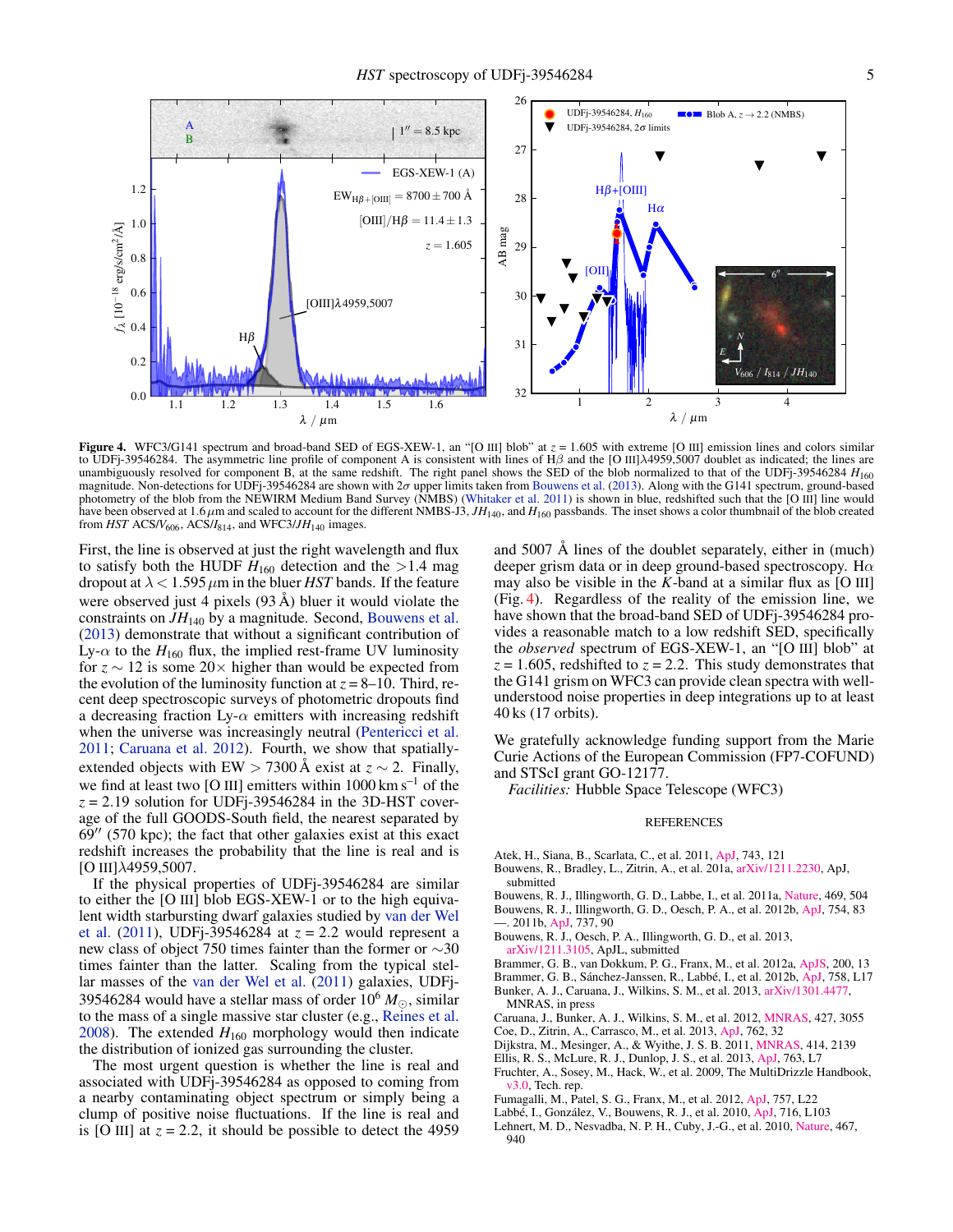**Figure 4.** WFC3/G141 spectrum and broad-band SED of EGS-XEW-1, an "[O III] blob" at $z = 1.605$ with extreme [O III] emission lines and colors similar to UDFj-39546284. The asymmetric line profile of component A is consistent with lines of H$\beta$ and the [O III]$\lambda$4959,5007 doublet as indicated; the lines are unambiguously resolved for component B, at the same redshift. The right panel shows the SED of the blob normalized to that of the UDFj-39546284 $H_{160}$ magnitude. Non-detections for UDFj-39546284 are shown with $2\sigma$ upper limits taken from Bouwens et al. (2013). Along with the G141 spectrum, ground-based photometry of the blob from the NEWIRM Medium Band Survey (NMBS) (Whitaker et al. 2011) is shown in blue, redshifted such that the [O III] line would have been observed at 1.6 $\mu$m and scaled to account for the different NMBS-J3, $JH_{140}$, and $H_{160}$ passbands. The inset shows a color thumbnail of the blob created from *HST* ACS/$V_{606}$, ACS/$I_{814}$, and WFC3/$JH_{140}$ images.

First, the line is observed at just the right wavelength and flux to satisfy both the HUDF $H_{160}$ detection and the >1.4 mag dropout at $\lambda < 1.595\,\mu$m in the bluer *HST* bands. If the feature were observed just 4 pixels (93 Å) bluer it would violate the constraints on $JH_{140}$ by a magnitude. Second, Bouwens et al. (2013) demonstrate that without a significant contribution of Ly-$\alpha$ to the $H_{160}$ flux, the implied rest-frame UV luminosity for $z \sim 12$ is some $20\times$ higher than would be expected from the evolution of the luminosity function at $z = 8$–10. Third, recent deep spectroscopic surveys of photometric dropouts find a decreasing fraction Ly-$\alpha$ emitters with increasing redshift when the universe was increasingly neutral (Pentericci et al. 2011; Caruana et al. 2012). Fourth, we show that spatially-extended objects with EW > 7300 Å exist at $z \sim 2$. Finally, we find at least two [O III] emitters within 1000 km s$^{-1}$ of the $z = 2.19$ solution for UDFj-39546284 in the 3D-HST coverage of the full GOODS-South field, the nearest separated by 69″ (570 kpc); the fact that other galaxies exist at this exact redshift increases the probability that the line is real and is [O III]$\lambda$4959,5007.

If the physical properties of UDFj-39546284 are similar to either the [O III] blob EGS-XEW-1 or to the high equivalent width starbursting dwarf galaxies studied by van der Wel et al. (2011), UDFj-39546284 at $z = 2.2$ would represent a new class of object 750 times fainter than the former or $\sim$30 times fainter than the latter. Scaling from the typical stellar masses of the van der Wel et al. (2011) galaxies, UDFj-39546284 would have a stellar mass of order $10^6\,M_\odot$, similar to the mass of a single massive star cluster (e.g., Reines et al. 2008). The extended $H_{160}$ morphology would then indicate the distribution of ionized gas surrounding the cluster.

The most urgent question is whether the line is real and associated with UDFj-39546284 as opposed to coming from a nearby contaminating object spectrum or simply being a clump of positive noise fluctuations. If the line is real and is [O III] at $z = 2.2$, it should be possible to detect the 4959 and 5007 Å lines of the doublet separately, either in (much) deeper grism data or in deep ground-based spectroscopy. H$\alpha$ may also be visible in the *K*-band at a similar flux as [O III] (Fig. 4). Regardless of the reality of the emission line, we have shown that the broad-band SED of UDFj-39546284 provides a reasonable match to a low redshift SED, specifically the *observed* spectrum of EGS-XEW-1, an "[O III] blob" at $z = 1.605$, redshifted to $z = 2.2$. This study demonstrates that the G141 grism on WFC3 can provide clean spectra with well-understood noise properties in deep integrations up to at least 40 ks (17 orbits).

We gratefully acknowledge funding support from the Marie Curie Actions of the European Commission (FP7-COFUND) and STScI grant GO-12177.

*Facilities:* Hubble Space Telescope (WFC3)

## REFERENCES

Atek, H., Siana, B., Scarlata, C., et al. 2011, ApJ, 743, 121

Bouwens, R., Bradley, L., Zitrin, A., et al. 201a, arXiv/1211.2230, ApJ, submitted

Bouwens, R. J., Illingworth, G. D., Labbe, I., et al. 2011a, Nature, 469, 504

Bouwens, R. J., Illingworth, G. D., Oesch, P. A., et al. 2012b, ApJ, 754, 83

—. 2011b, ApJ, 737, 90

Bouwens, R. J., Oesch, P. A., Illingworth, G. D., et al. 2013, arXiv/1211.3105, ApJL, submitted

Brammer, G. B., van Dokkum, P. G., Franx, M., et al. 2012a, ApJS, 200, 13

Brammer, G. B., Sánchez-Janssen, R., Labbé, I., et al. 2012b, ApJ, 758, L17

Bunker, A. J., Caruana, J., Wilkins, S. M., et al. 2013, arXiv/1301.4477, MNRAS, in press

Caruana, J., Bunker, A. J., Wilkins, S. M., et al. 2012, MNRAS, 427, 3055

Coe, D., Zitrin, A., Carrasco, M., et al. 2013, ApJ, 762, 32

Dijkstra, M., Mesinger, A., & Wyithe, J. S. B. 2011, MNRAS, 414, 2139

Ellis, R. S., McLure, R. J., Dunlop, J. S., et al. 2013, ApJ, 763, L7

Fruchter, A., Sosey, M., Hack, W., et al. 2009, The MultiDrizzle Handbook, v3.0, Tech. rep.

Fumagalli, M., Patel, S. G., Franx, M., et al. 2012, ApJ, 757, L22

Labbé, I., González, V., Bouwens, R. J., et al. 2010, ApJ, 716, L103

Lehnert, M. D., Nesvadba, N. P. H., Cuby, J.-G., et al. 2010, Nature, 467, 940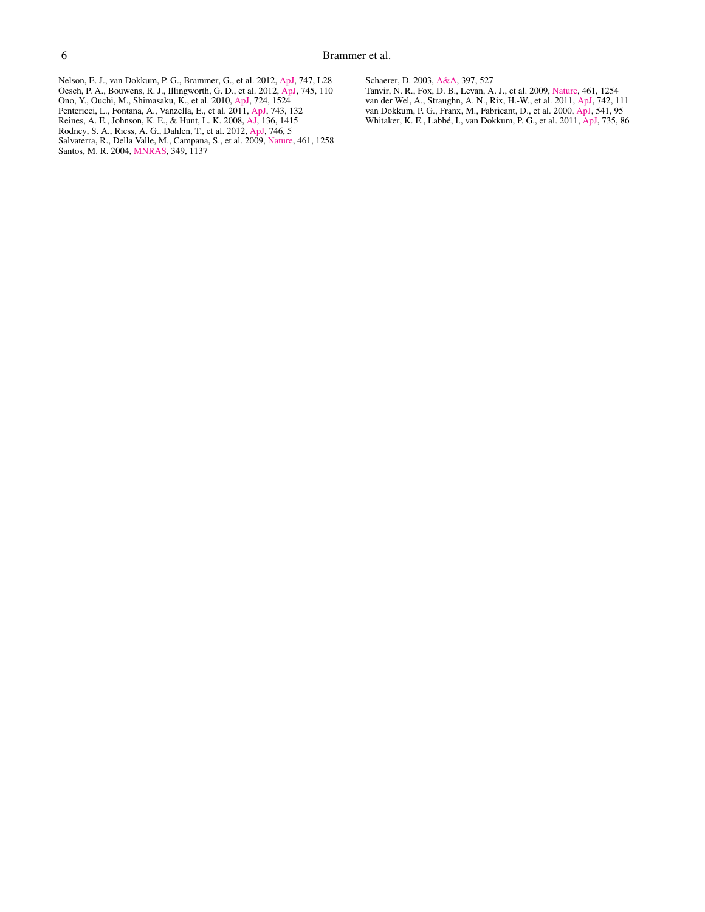Nelson, E. J., van Dokkum, P. G., Brammer, G., et al. 2012, ApJ, 747, L28
Oesch, P. A., Bouwens, R. J., Illingworth, G. D., et al. 2012, ApJ, 745, 110
Ono, Y., Ouchi, M., Shimasaku, K., et al. 2010, ApJ, 724, 1524
Pentericci, L., Fontana, A., Vanzella, E., et al. 2011, ApJ, 743, 132
Reines, A. E., Johnson, K. E., & Hunt, L. K. 2008, AJ, 136, 1415
Rodney, S. A., Riess, A. G., Dahlen, T., et al. 2012, ApJ, 746, 5
Salvaterra, R., Della Valle, M., Campana, S., et al. 2009, Nature, 461, 1258
Santos, M. R. 2004, MNRAS, 349, 1137
Schaerer, D. 2003, A&A, 397, 527
Tanvir, N. R., Fox, D. B., Levan, A. J., et al. 2009, Nature, 461, 1254
van der Wel, A., Straughn, A. N., Rix, H.-W., et al. 2011, ApJ, 742, 111
van Dokkum, P. G., Franx, M., Fabricant, D., et al. 2000, ApJ, 541, 95
Whitaker, K. E., Labbé, I., van Dokkum, P. G., et al. 2011, ApJ, 735, 86